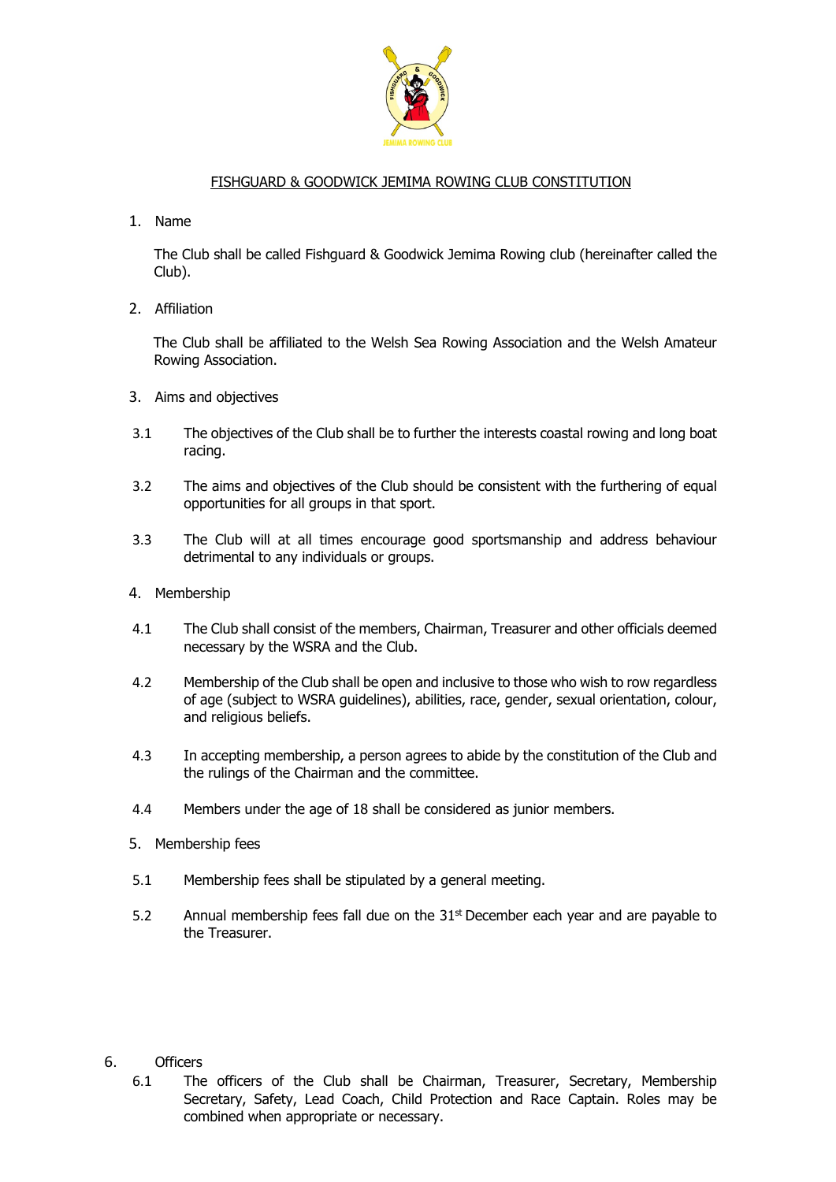# FISHGUARD & GOODWICK JEMIMA ROWING CLUB CONSTITUTION

1. Name

The Club shall be called Fishguard & Goodwick Jemima Rowing club (hereinafter called the Club).

2. Affiliation

The Club shall be affiliated to the Welsh Sea Rowing Association and the Welsh Amateur Rowing Association.

3. Aims and objectives

3.1 The objectives of the Club shall be to further the interests coastal rowing and long boat racing.

3.2 The aims and objectives of the Club should be consistent with the furthering of equal opportunities for all groups in that sport.

3.3 The Club will at all times encourage good sportsmanship and address behaviour detrimental to any individuals or groups.

4. Membership

4.1 The Club shall consist of the members, Chairman, Treasurer and other officials deemed necessary by the WSRA and the Club.

4.2 Membership of the Club shall be open and inclusive to those who wish to row regardless of age (subject to WSRA guidelines), abilities, race, gender, sexual orientation, colour, and religious beliefs.

4.3 In accepting membership, a person agrees to abide by the constitution of the Club and the rulings of the Chairman and the committee.

4.4 Members under the age of 18 shall be considered as junior members.

5. Membership fees

5.1 Membership fees shall be stipulated by a general meeting.

5.2 Annual membership fees fall due on the 31st December each year and are payable to the Treasurer.

6. Officers

6.1 The officers of the Club shall be Chairman, Treasurer, Secretary, Membership Secretary, Safety, Lead Coach, Child Protection and Race Captain. Roles may be combined when appropriate or necessary.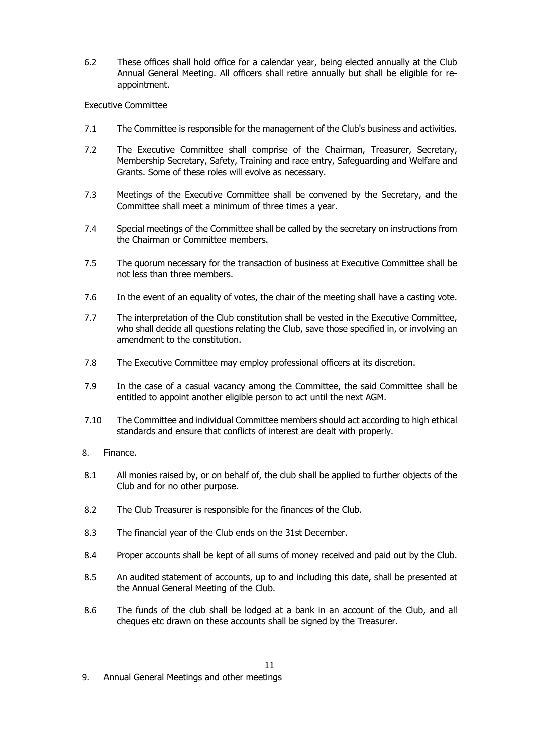6.2 These offices shall hold office for a calendar year, being elected annually at the Club Annual General Meeting. All officers shall retire annually but shall be eligible for re-appointment.

Executive Committee

7.1 The Committee is responsible for the management of the Club's business and activities.

7.2 The Executive Committee shall comprise of the Chairman, Treasurer, Secretary, Membership Secretary, Safety, Training and race entry, Safeguarding and Welfare and Grants. Some of these roles will evolve as necessary.

7.3 Meetings of the Executive Committee shall be convened by the Secretary, and the Committee shall meet a minimum of three times a year.

7.4 Special meetings of the Committee shall be called by the secretary on instructions from the Chairman or Committee members.

7.5 The quorum necessary for the transaction of business at Executive Committee shall be not less than three members.

7.6 In the event of an equality of votes, the chair of the meeting shall have a casting vote.

7.7 The interpretation of the Club constitution shall be vested in the Executive Committee, who shall decide all questions relating the Club, save those specified in, or involving an amendment to the constitution.

7.8 The Executive Committee may employ professional officers at its discretion.

7.9 In the case of a casual vacancy among the Committee, the said Committee shall be entitled to appoint another eligible person to act until the next AGM.

7.10 The Committee and individual Committee members should act according to high ethical standards and ensure that conflicts of interest are dealt with properly.

8. Finance.

8.1 All monies raised by, or on behalf of, the club shall be applied to further objects of the Club and for no other purpose.

8.2 The Club Treasurer is responsible for the finances of the Club.

8.3 The financial year of the Club ends on the 31st December.

8.4 Proper accounts shall be kept of all sums of money received and paid out by the Club.

8.5 An audited statement of accounts, up to and including this date, shall be presented at the Annual General Meeting of the Club.

8.6 The funds of the club shall be lodged at a bank in an account of the Club, and all cheques etc drawn on these accounts shall be signed by the Treasurer.

9. Annual General Meetings and other meetings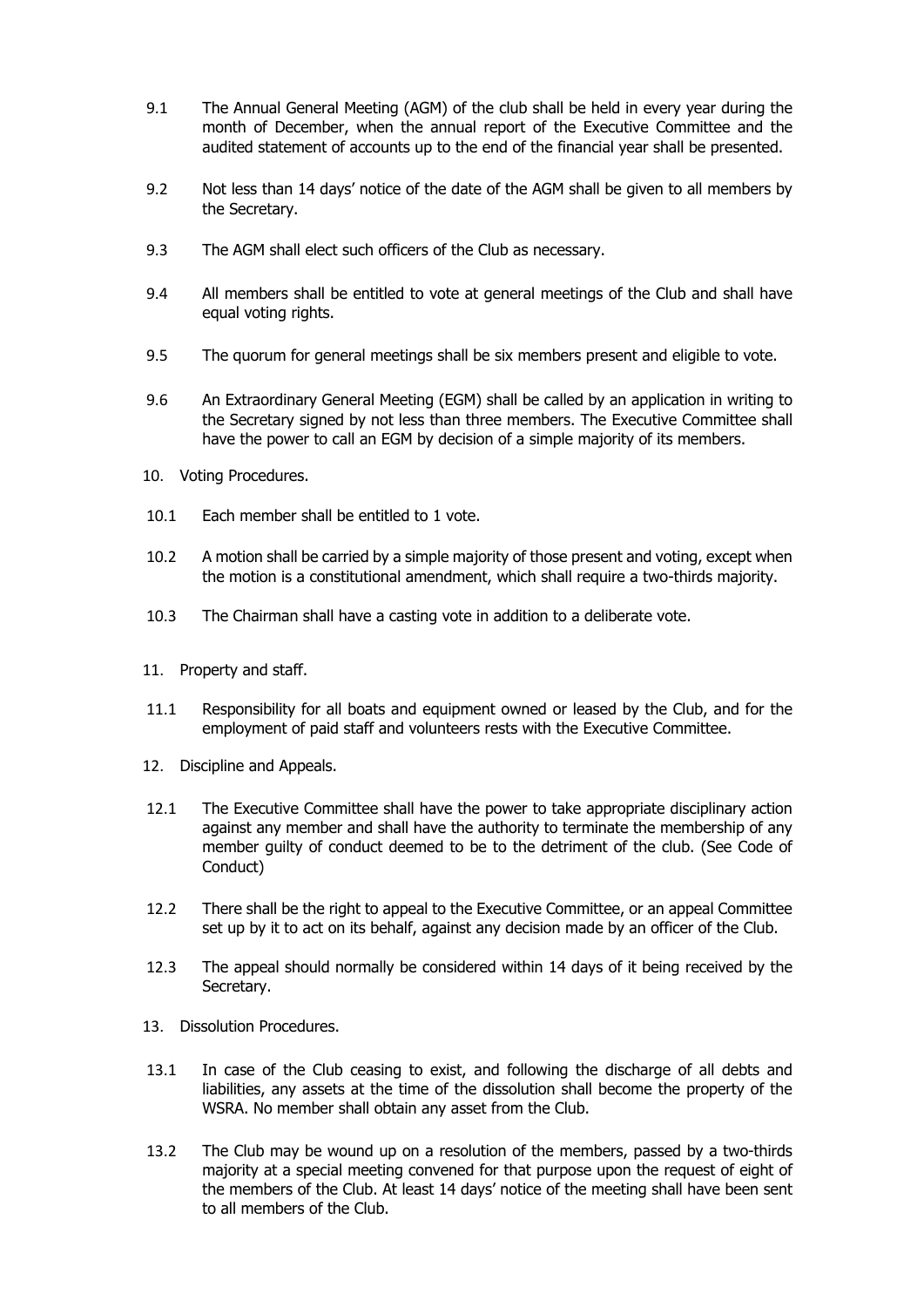9.1 The Annual General Meeting (AGM) of the club shall be held in every year during the month of December, when the annual report of the Executive Committee and the audited statement of accounts up to the end of the financial year shall be presented.

9.2 Not less than 14 days' notice of the date of the AGM shall be given to all members by the Secretary.

9.3 The AGM shall elect such officers of the Club as necessary.

9.4 All members shall be entitled to vote at general meetings of the Club and shall have equal voting rights.

9.5 The quorum for general meetings shall be six members present and eligible to vote.

9.6 An Extraordinary General Meeting (EGM) shall be called by an application in writing to the Secretary signed by not less than three members. The Executive Committee shall have the power to call an EGM by decision of a simple majority of its members.

## 10. Voting Procedures.

10.1 Each member shall be entitled to 1 vote.

10.2 A motion shall be carried by a simple majority of those present and voting, except when the motion is a constitutional amendment, which shall require a two-thirds majority.

10.3 The Chairman shall have a casting vote in addition to a deliberate vote.

## 11. Property and staff.

11.1 Responsibility for all boats and equipment owned or leased by the Club, and for the employment of paid staff and volunteers rests with the Executive Committee.

## 12. Discipline and Appeals.

12.1 The Executive Committee shall have the power to take appropriate disciplinary action against any member and shall have the authority to terminate the membership of any member guilty of conduct deemed to be to the detriment of the club. (See Code of Conduct)

12.2 There shall be the right to appeal to the Executive Committee, or an appeal Committee set up by it to act on its behalf, against any decision made by an officer of the Club.

12.3 The appeal should normally be considered within 14 days of it being received by the Secretary.

## 13. Dissolution Procedures.

13.1 In case of the Club ceasing to exist, and following the discharge of all debts and liabilities, any assets at the time of the dissolution shall become the property of the WSRA. No member shall obtain any asset from the Club.

13.2 The Club may be wound up on a resolution of the members, passed by a two-thirds majority at a special meeting convened for that purpose upon the request of eight of the members of the Club. At least 14 days' notice of the meeting shall have been sent to all members of the Club.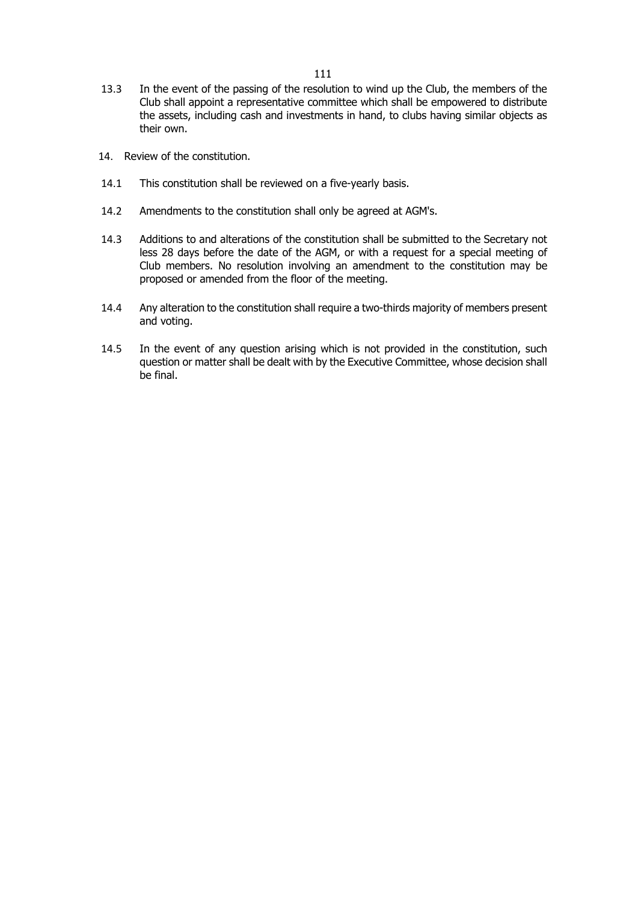13.3 In the event of the passing of the resolution to wind up the Club, the members of the Club shall appoint a representative committee which shall be empowered to distribute the assets, including cash and investments in hand, to clubs having similar objects as their own.

14. Review of the constitution.

14.1 This constitution shall be reviewed on a five-yearly basis.

14.2 Amendments to the constitution shall only be agreed at AGM's.

14.3 Additions to and alterations of the constitution shall be submitted to the Secretary not less 28 days before the date of the AGM, or with a request for a special meeting of Club members. No resolution involving an amendment to the constitution may be proposed or amended from the floor of the meeting.

14.4 Any alteration to the constitution shall require a two-thirds majority of members present and voting.

14.5 In the event of any question arising which is not provided in the constitution, such question or matter shall be dealt with by the Executive Committee, whose decision shall be final.